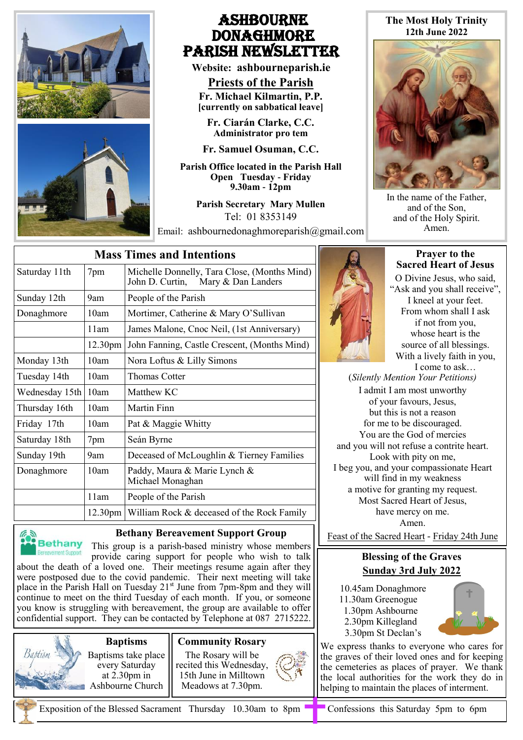# ASHBOURNE DONAGHMORE PARISH NEWSLETTER

**Website: ashbourneparish.ie**

## Priests of the Parish

**Fr. Michael Kilmartin, P.P.**
**[currently on sabbatical leave]**

**Fr. Ciarán Clarke, C.C.**
**Administrator pro tem**

**Fr. Samuel Osuman, C.C.**

**Parish Office located in the Parish Hall**
**Open Tuesday - Friday**
**9.30am - 12pm**

**Parish Secretary Mary Mullen**
Tel: 01 8353149
Email: ashbournedonaghmoreparish@gmail.com

**The Most Holy Trinity**
**12th June 2022**

In the name of the Father,
and of the Son,
and of the Holy Spirit.
Amen.

## Mass Times and Intentions

| | | |
|---|---|---|
| Saturday 11th | 7pm | Michelle Donnelly, Tara Close, (Months Mind) John D. Curtin, Mary & Dan Landers |
| Sunday 12th | 9am | People of the Parish |
| Donaghmore | 10am | Mortimer, Catherine & Mary O'Sullivan |
| | 11am | James Malone, Cnoc Neil, (1st Anniversary) |
| | 12.30pm | John Fanning, Castle Crescent, (Months Mind) |
| Monday 13th | 10am | Nora Loftus & Lilly Simons |
| Tuesday 14th | 10am | Thomas Cotter |
| Wednesday 15th | 10am | Matthew KC |
| Thursday 16th | 10am | Martin Finn |
| Friday 17th | 10am | Pat & Maggie Whitty |
| Saturday 18th | 7pm | Seán Byrne |
| Sunday 19th | 9am | Deceased of McLoughlin & Tierney Families |
| Donaghmore | 10am | Paddy, Maura & Marie Lynch & Michael Monaghan |
| | 11am | People of the Parish |
| | 12.30pm | William Rock & deceased of the Rock Family |

## Prayer to the Sacred Heart of Jesus

O Divine Jesus, who said,
"Ask and you shall receive",
I kneel at your feet.
From whom shall I ask
if not from you,
whose heart is the
source of all blessings.
With a lively faith in you,
I come to ask…
(*Silently Mention Your Petitions)*
I admit I am most unworthy
of your favours, Jesus,
but this is not a reason
for me to be discouraged.
You are the God of mercies
and you will not refuse a contrite heart.
Look with pity on me,
I beg you, and your compassionate Heart
will find in my weakness
a motive for granting my request.
Most Sacred Heart of Jesus,
have mercy on me.
Amen.

Feast of the Sacred Heart - Friday 24th June

## Bethany Bereavement Support Group

This group is a parish-based ministry whose members provide caring support for people who wish to talk about the death of a loved one. Their meetings resume again after they were postposed due to the covid pandemic. Their next meeting will take place in the Parish Hall on Tuesday 21st June from 7pm-8pm and they will continue to meet on the third Tuesday of each month. If you, or someone you know is struggling with bereavement, the group are available to offer confidential support. They can be contacted by Telephone at 087 2715222.

## Blessing of the Graves

**Sunday 3rd July 2022**

10.45am Donaghmore
11.30am Greenogue
1.30pm Ashbourne
2.30pm Killegland
3.30pm St Declan's

We express thanks to everyone who cares for the graves of their loved ones and for keeping the cemeteries as places of prayer. We thank the local authorities for the work they do in helping to maintain the places of interment.

## Baptisms

Baptisms take place every Saturday at 2.30pm in Ashbourne Church

## Community Rosary

The Rosary will be recited this Wednesday, 15th June in Milltown Meadows at 7.30pm.

Exposition of the Blessed Sacrament Thursday 10.30am to 8pm

Confessions this Saturday 5pm to 6pm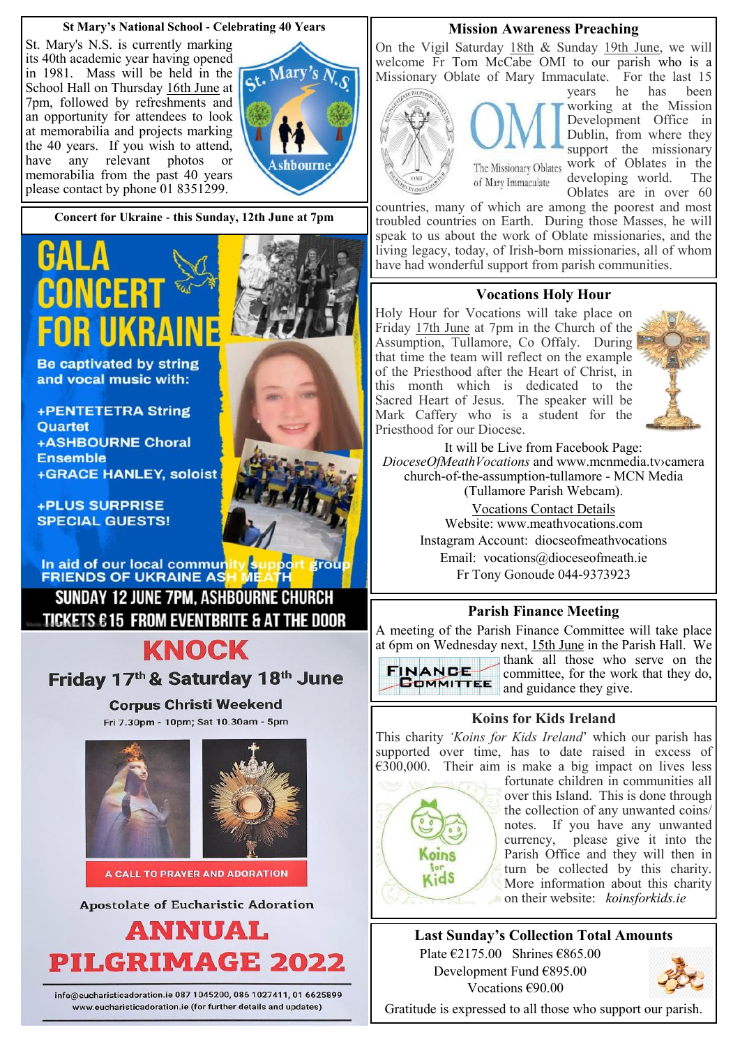## St Mary's National School - Celebrating 40 Years

St. Mary's N.S. is currently marking its 40th academic year having opened in 1981. Mass will be held in the School Hall on Thursday 16th June at 7pm, followed by refreshments and an opportunity for attendees to look at memorabilia and projects marking the 40 years. If you wish to attend, have any relevant photos or memorabilia from the past 40 years please contact by phone 01 8351299.

## Concert for Ukraine - this Sunday, 12th June at 7pm

**GALA CONCERT FOR UKRAINE**

Be captivated by string and vocal music with:

- +PENTETETRA String Quartet
- +ASHBOURNE Choral Ensemble
- +GRACE HANLEY, soloist
- +PLUS SURPRISE SPECIAL GUESTS!

In aid of our local community support group FRIENDS OF UKRAINE ASH MEATH

SUNDAY 12 JUNE 7PM, ASHBOURNE CHURCH

TICKETS €15 FROM EVENTBRITE & AT THE DOOR

## KNOCK

**Friday 17th & Saturday 18th June**

Corpus Christi Weekend

Fri 7.30pm - 10pm; Sat 10.30am - 5pm

A CALL TO PRAYER AND ADORATION

Apostolate of Eucharistic Adoration

**ANNUAL PILGRIMAGE 2022**

info@eucharisticadoration.ie 087 1045200, 086 1027411, 01 6625899
www.eucharisticadoration.ie (for further details and updates)

## Mission Awareness Preaching

On the Vigil Saturday 18th & Sunday 19th June, we will welcome Fr Tom McCabe OMI to our parish who is a Missionary Oblate of Mary Immaculate. For the last 15 years he has been working at the Mission Development Office in Dublin, from where they support the missionary work of Oblates in the developing world. The Oblates are in over 60 countries, many of which are among the poorest and most troubled countries on Earth. During those Masses, he will speak to us about the work of Oblate missionaries, and the living legacy, today, of Irish-born missionaries, all of whom have had wonderful support from parish communities.

## Vocations Holy Hour

Holy Hour for Vocations will take place on Friday 17th June at 7pm in the Church of the Assumption, Tullamore, Co Offaly. During that time the team will reflect on the example of the Priesthood after the Heart of Christ, in this month which is dedicated to the Sacred Heart of Jesus. The speaker will be Mark Caffery who is a student for the Priesthood for our Diocese.

It will be Live from Facebook Page: *DioceseOfMeathVocations* and www.mcnmedia.tv›camera church-of-the-assumption-tullamore - MCN Media (Tullamore Parish Webcam).

Vocations Contact Details

Website: www.meathvocations.com

Instagram Account: diocsеofmeathvocations

Email: vocations@dioceseofmeath.ie

Fr Tony Gonoude 044-9373923

## Parish Finance Meeting

A meeting of the Parish Finance Committee will take place at 6pm on Wednesday next, 15th June in the Parish Hall. We thank all those who serve on the committee, for the work that they do, and guidance they give.

## Koins for Kids Ireland

This charity *'Koins for Kids Ireland*' which our parish has supported over time, has to date raised in excess of €300,000. Their aim is make a big impact on lives less fortunate children in communities all over this Island. This is done through the collection of any unwanted coins/ notes. If you have any unwanted currency, please give it into the Parish Office and they will then in turn be collected by this charity. More information about this charity on their website: *koinsforkids.ie*

## Last Sunday's Collection Total Amounts

Plate €2175.00 Shrines €865.00

Development Fund €895.00

Vocations €90.00

Gratitude is expressed to all those who support our parish.